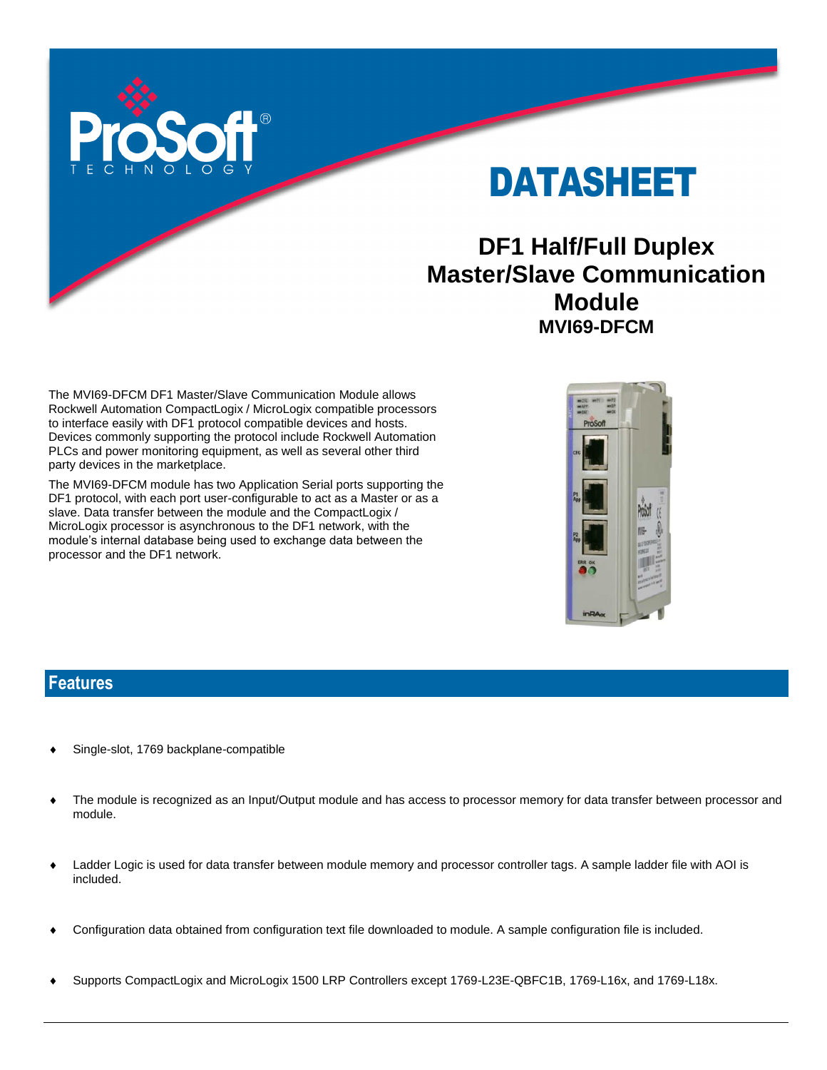# DATASHEET

## DF1 Half/Full Duplex Master/Slave Communication Module

### MVI69-DFCM

The MVI69-DFCM DF1 Master/Slave Communication Module allows Rockwell Automation CompactLogix / MicroLogix compatible processors to interface easily with DF1 protocol compatible devices and hosts. Devices commonly supporting the protocol include Rockwell Automation PLCs and power monitoring equipment, as well as several other third party devices in the marketplace.

The MVI69-DFCM module has two Application Serial ports supporting the DF1 protocol, with each port user-configurable to act as a Master or as a slave. Data transfer between the module and the CompactLogix / MicroLogix processor is asynchronous to the DF1 network, with the module's internal database being used to exchange data between the processor and the DF1 network.

## Features

- Single-slot, 1769 backplane-compatible
- The module is recognized as an Input/Output module and has access to processor memory for data transfer between processor and module.
- Ladder Logic is used for data transfer between module memory and processor controller tags. A sample ladder file with AOI is included.
- Configuration data obtained from configuration text file downloaded to module. A sample configuration file is included.
- Supports CompactLogix and MicroLogix 1500 LRP Controllers except 1769-L23E-QBFC1B, 1769-L16x, and 1769-L18x.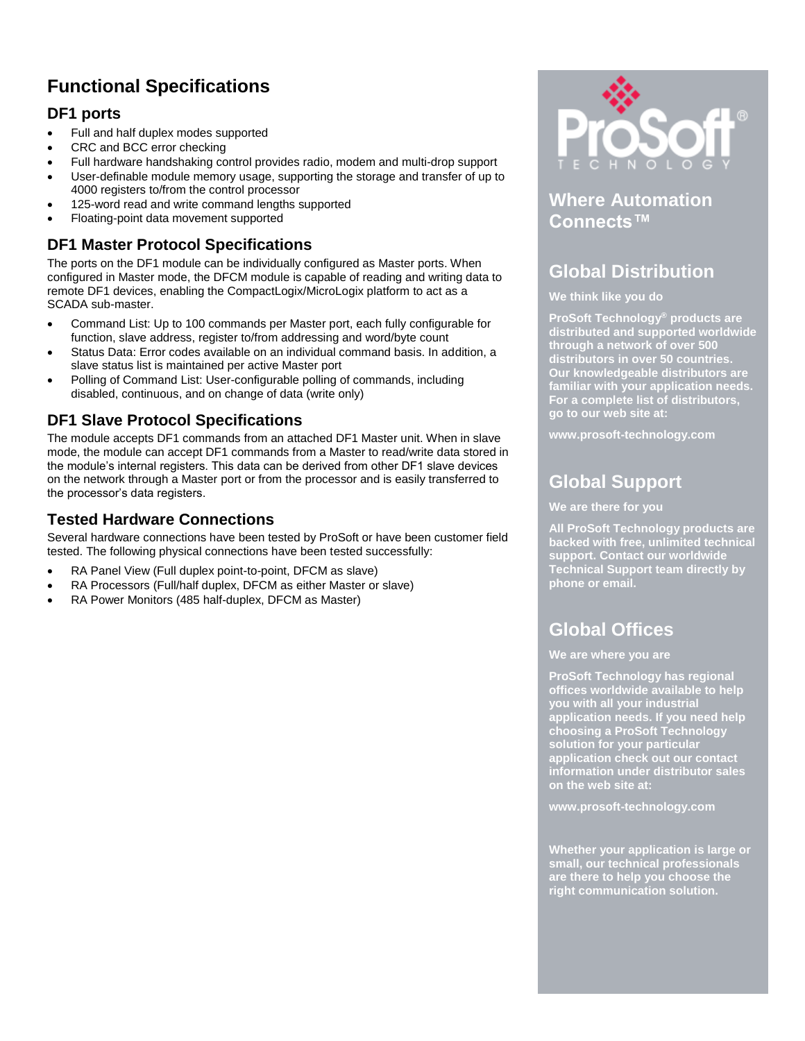# Functional Specifications

## DF1 ports

- Full and half duplex modes supported
- CRC and BCC error checking
- Full hardware handshaking control provides radio, modem and multi-drop support
- User-definable module memory usage, supporting the storage and transfer of up to 4000 registers to/from the control processor
- 125-word read and write command lengths supported
- Floating-point data movement supported

## DF1 Master Protocol Specifications

The ports on the DF1 module can be individually configured as Master ports. When configured in Master mode, the DFCM module is capable of reading and writing data to remote DF1 devices, enabling the CompactLogix/MicroLogix platform to act as a SCADA sub-master.

- Command List: Up to 100 commands per Master port, each fully configurable for function, slave address, register to/from addressing and word/byte count
- Status Data: Error codes available on an individual command basis. In addition, a slave status list is maintained per active Master port
- Polling of Command List: User-configurable polling of commands, including disabled, continuous, and on change of data (write only)

## DF1 Slave Protocol Specifications

The module accepts DF1 commands from an attached DF1 Master unit. When in slave mode, the module can accept DF1 commands from a Master to read/write data stored in the module's internal registers. This data can be derived from other DF1 slave devices on the network through a Master port or from the processor and is easily transferred to the processor's data registers.

## Tested Hardware Connections

Several hardware connections have been tested by ProSoft or have been customer field tested. The following physical connections have been tested successfully:

- RA Panel View (Full duplex point-to-point, DFCM as slave)
- RA Processors (Full/half duplex, DFCM as either Master or slave)
- RA Power Monitors (485 half-duplex, DFCM as Master)

**ProSoft TECHNOLOGY®**

## Where Automation Connects™

## Global Distribution

**We think like you do**

**ProSoft Technology® products are distributed and supported worldwide through a network of over 500 distributors in over 50 countries. Our knowledgeable distributors are familiar with your application needs. For a complete list of distributors, go to our web site at:**

**www.prosoft-technology.com**

## Global Support

**We are there for you**

**All ProSoft Technology products are backed with free, unlimited technical support. Contact our worldwide Technical Support team directly by phone or email.**

## Global Offices

**We are where you are**

**ProSoft Technology has regional offices worldwide available to help you with all your industrial application needs. If you need help choosing a ProSoft Technology solution for your particular application check out our contact information under distributor sales on the web site at:**

**www.prosoft-technology.com**

**Whether your application is large or small, our technical professionals are there to help you choose the right communication solution.**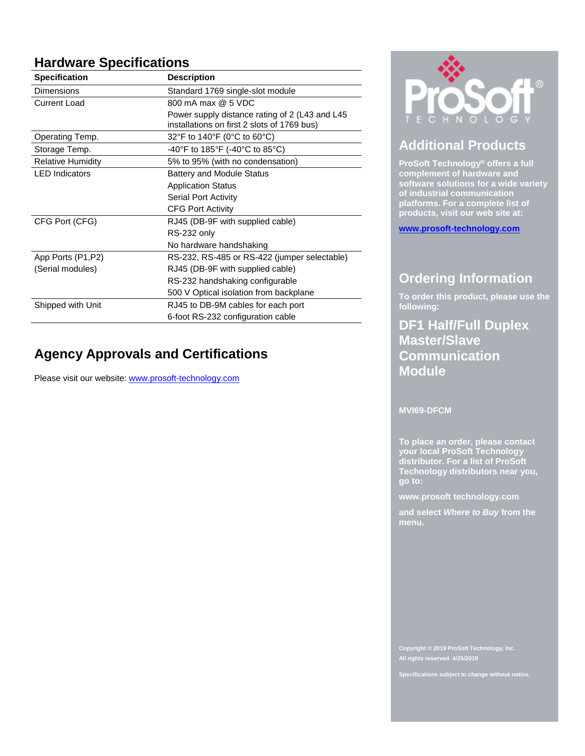## Hardware Specifications

| Specification | Description |
|---|---|
| Dimensions | Standard 1769 single-slot module |
| Current Load | 800 mA max @ 5 VDC<br>Power supply distance rating of 2 (L43 and L45 installations on first 2 slots of 1769 bus) |
| Operating Temp. | 32°F to 140°F (0°C to 60°C) |
| Storage Temp. | -40°F to 185°F (-40°C to 85°C) |
| Relative Humidity | 5% to 95% (with no condensation) |
| LED Indicators | Battery and Module Status<br>Application Status<br>Serial Port Activity<br>CFG Port Activity |
| CFG Port (CFG) | RJ45 (DB-9F with supplied cable)<br>RS-232 only<br>No hardware handshaking |
| App Ports (P1,P2)<br>(Serial modules) | RS-232, RS-485 or RS-422 (jumper selectable)<br>RJ45 (DB-9F with supplied cable)<br>RS-232 handshaking configurable<br>500 V Optical isolation from backplane |
| Shipped with Unit | RJ45 to DB-9M cables for each port<br>6-foot RS-232 configuration cable |

## Agency Approvals and Certifications

Please visit our website: www.prosoft-technology.com

ProSoft TECHNOLOGY

## Additional Products

**ProSoft Technology® offers a full complement of hardware and software solutions for a wide variety of industrial communication platforms. For a complete list of products, visit our web site at:**

**www.prosoft-technology.com**

## Ordering Information

**To order this product, please use the following:**

## DF1 Half/Full Duplex Master/Slave Communication Module

**MVI69-DFCM**

**To place an order, please contact your local ProSoft Technology distributor. For a list of ProSoft Technology distributors near you, go to:**

**www.prosoft technology.com**

**and select *Where to Buy* from the menu.**

Copyright © 2019 ProSoft Technology, Inc.
All rights reserved. 4/25/2019

Specifications subject to change without notice.